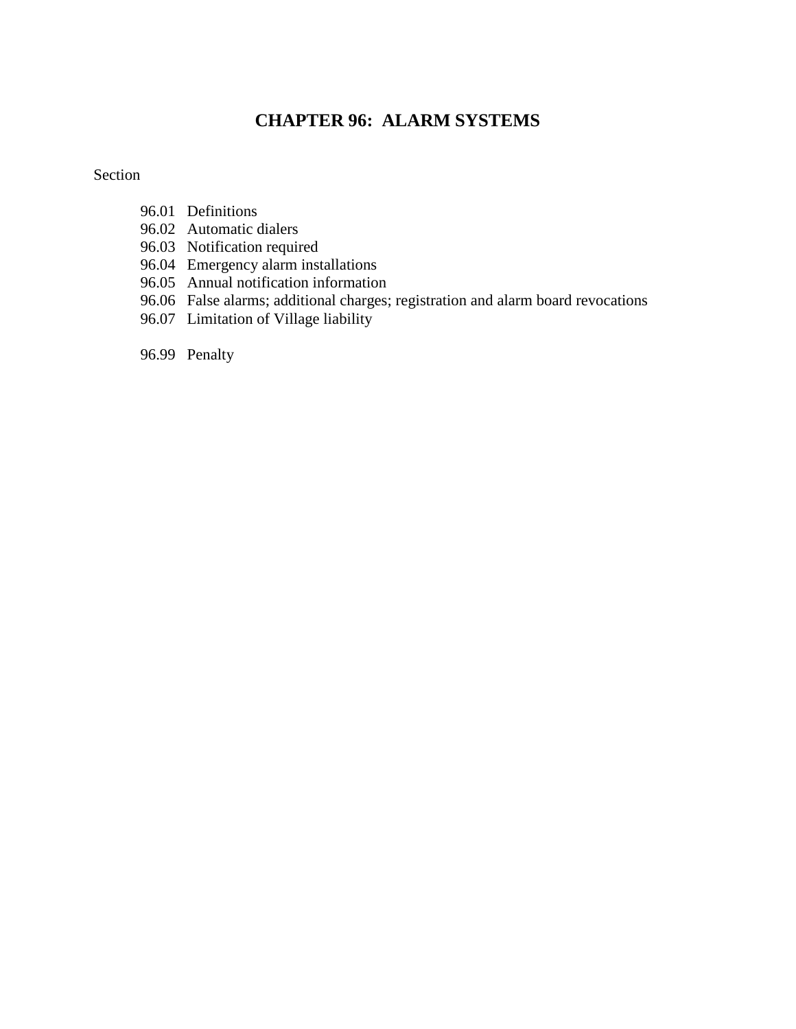# CHAPTER 96: ALARM SYSTEMS

Section

96.01 Definitions
96.02 Automatic dialers
96.03 Notification required
96.04 Emergency alarm installations
96.05 Annual notification information
96.06 False alarms; additional charges; registration and alarm board revocations
96.07 Limitation of Village liability

96.99 Penalty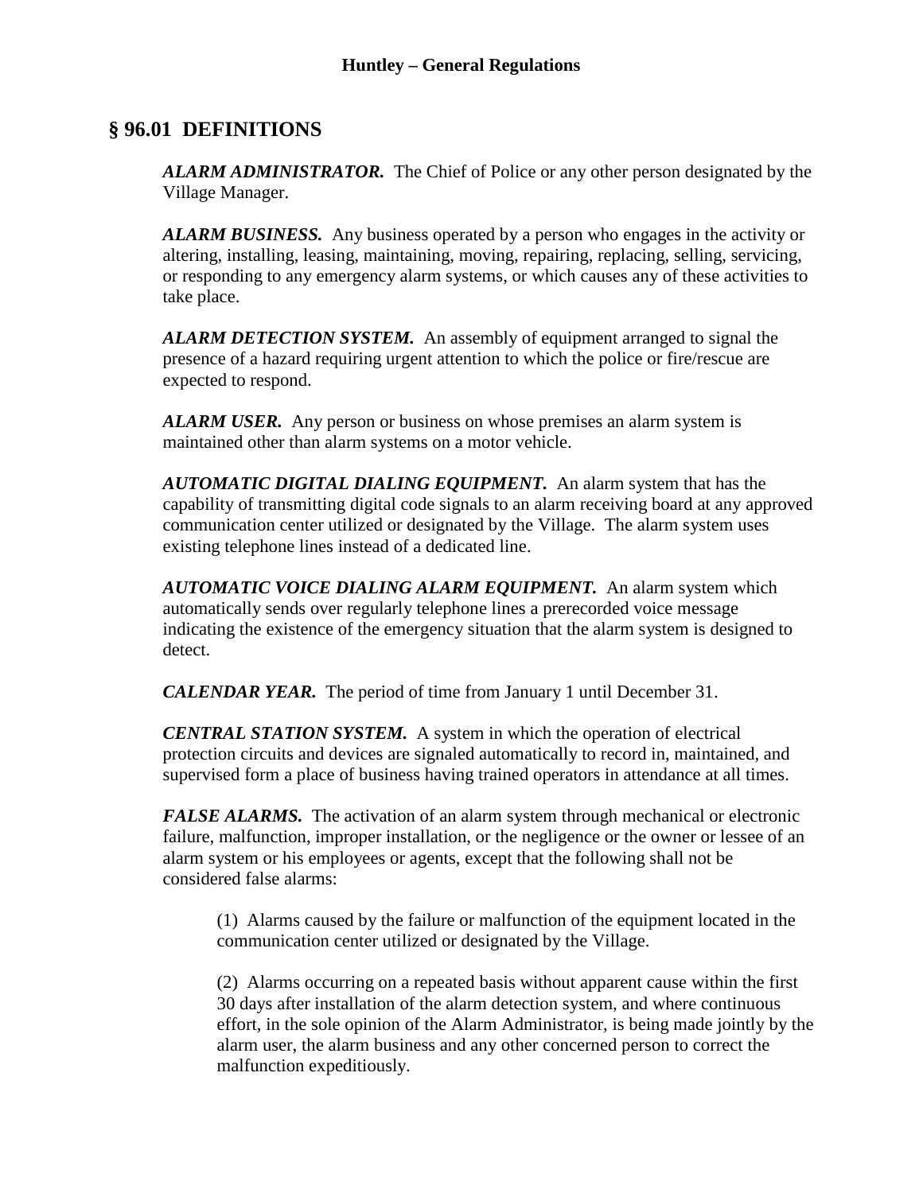## § 96.01 DEFINITIONS

***ALARM ADMINISTRATOR.*** The Chief of Police or any other person designated by the Village Manager.

***ALARM BUSINESS.*** Any business operated by a person who engages in the activity or altering, installing, leasing, maintaining, moving, repairing, replacing, selling, servicing, or responding to any emergency alarm systems, or which causes any of these activities to take place.

***ALARM DETECTION SYSTEM.*** An assembly of equipment arranged to signal the presence of a hazard requiring urgent attention to which the police or fire/rescue are expected to respond.

***ALARM USER.*** Any person or business on whose premises an alarm system is maintained other than alarm systems on a motor vehicle.

***AUTOMATIC DIGITAL DIALING EQUIPMENT.*** An alarm system that has the capability of transmitting digital code signals to an alarm receiving board at any approved communication center utilized or designated by the Village. The alarm system uses existing telephone lines instead of a dedicated line.

***AUTOMATIC VOICE DIALING ALARM EQUIPMENT.*** An alarm system which automatically sends over regularly telephone lines a prerecorded voice message indicating the existence of the emergency situation that the alarm system is designed to detect.

***CALENDAR YEAR.*** The period of time from January 1 until December 31.

***CENTRAL STATION SYSTEM.*** A system in which the operation of electrical protection circuits and devices are signaled automatically to record in, maintained, and supervised form a place of business having trained operators in attendance at all times.

***FALSE ALARMS.*** The activation of an alarm system through mechanical or electronic failure, malfunction, improper installation, or the negligence or the owner or lessee of an alarm system or his employees or agents, except that the following shall not be considered false alarms:

(1) Alarms caused by the failure or malfunction of the equipment located in the communication center utilized or designated by the Village.

(2) Alarms occurring on a repeated basis without apparent cause within the first 30 days after installation of the alarm detection system, and where continuous effort, in the sole opinion of the Alarm Administrator, is being made jointly by the alarm user, the alarm business and any other concerned person to correct the malfunction expeditiously.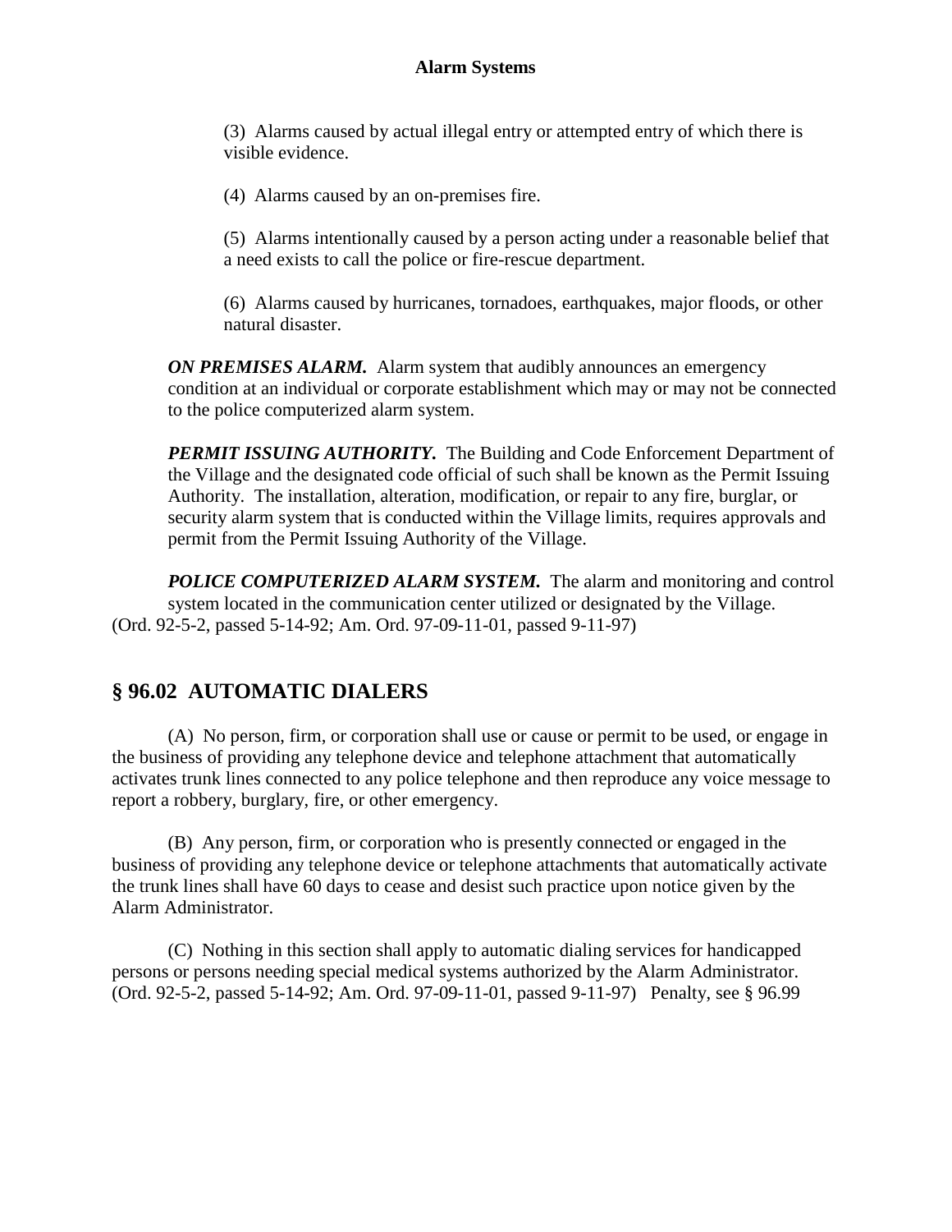(3) Alarms caused by actual illegal entry or attempted entry of which there is visible evidence.

(4) Alarms caused by an on-premises fire.

(5) Alarms intentionally caused by a person acting under a reasonable belief that a need exists to call the police or fire-rescue department.

(6) Alarms caused by hurricanes, tornadoes, earthquakes, major floods, or other natural disaster.

***ON PREMISES ALARM.*** Alarm system that audibly announces an emergency condition at an individual or corporate establishment which may or may not be connected to the police computerized alarm system.

***PERMIT ISSUING AUTHORITY.*** The Building and Code Enforcement Department of the Village and the designated code official of such shall be known as the Permit Issuing Authority. The installation, alteration, modification, or repair to any fire, burglar, or security alarm system that is conducted within the Village limits, requires approvals and permit from the Permit Issuing Authority of the Village.

***POLICE COMPUTERIZED ALARM SYSTEM.*** The alarm and monitoring and control system located in the communication center utilized or designated by the Village.
(Ord. 92-5-2, passed 5-14-92; Am. Ord. 97-09-11-01, passed 9-11-97)

## § 96.02 AUTOMATIC DIALERS

(A) No person, firm, or corporation shall use or cause or permit to be used, or engage in the business of providing any telephone device and telephone attachment that automatically activates trunk lines connected to any police telephone and then reproduce any voice message to report a robbery, burglary, fire, or other emergency.

(B) Any person, firm, or corporation who is presently connected or engaged in the business of providing any telephone device or telephone attachments that automatically activate the trunk lines shall have 60 days to cease and desist such practice upon notice given by the Alarm Administrator.

(C) Nothing in this section shall apply to automatic dialing services for handicapped persons or persons needing special medical systems authorized by the Alarm Administrator.
(Ord. 92-5-2, passed 5-14-92; Am. Ord. 97-09-11-01, passed 9-11-97) Penalty, see § 96.99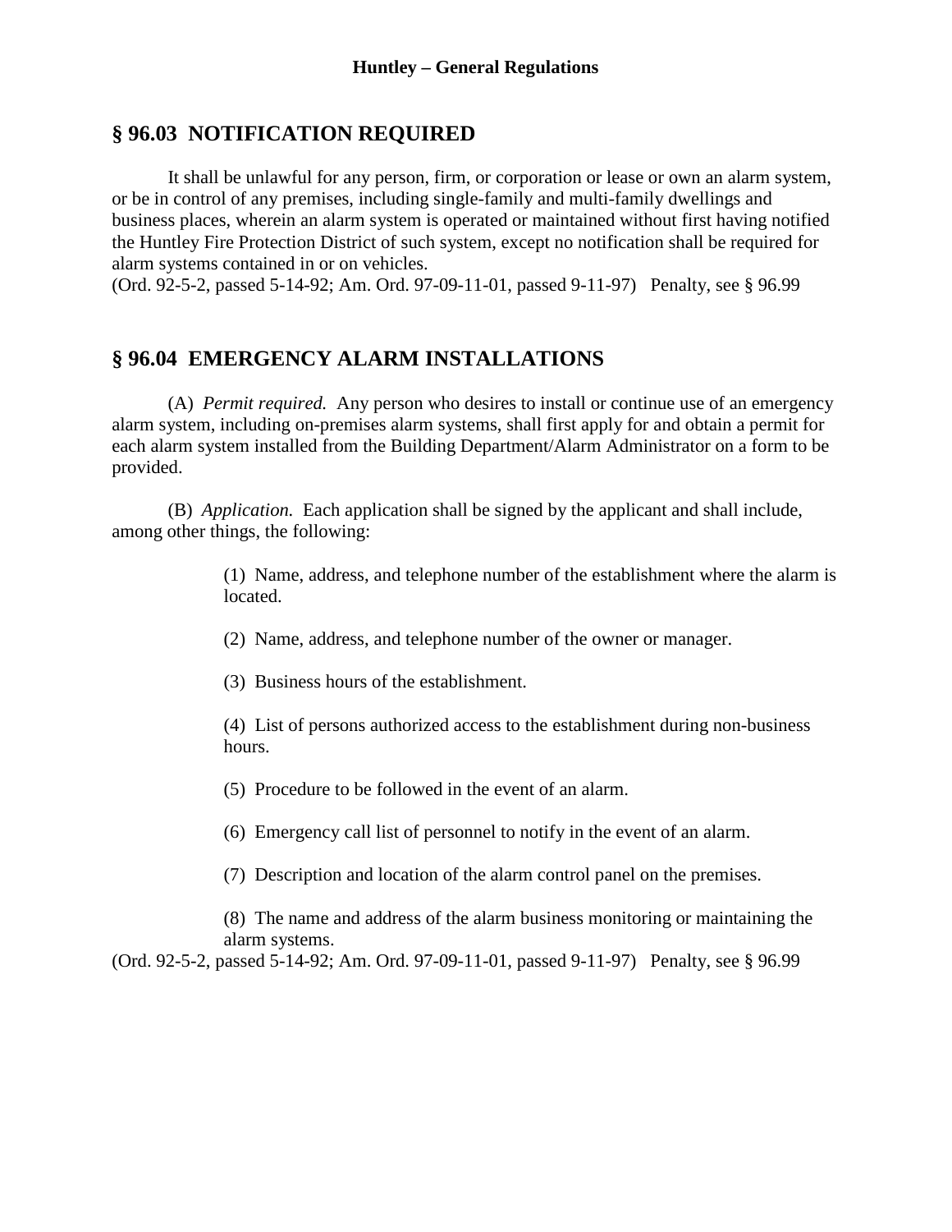## § 96.03 NOTIFICATION REQUIRED

It shall be unlawful for any person, firm, or corporation or lease or own an alarm system, or be in control of any premises, including single-family and multi-family dwellings and business places, wherein an alarm system is operated or maintained without first having notified the Huntley Fire Protection District of such system, except no notification shall be required for alarm systems contained in or on vehicles.
(Ord. 92-5-2, passed 5-14-92; Am. Ord. 97-09-11-01, passed 9-11-97) Penalty, see § 96.99

## § 96.04 EMERGENCY ALARM INSTALLATIONS

(A) *Permit required.* Any person who desires to install or continue use of an emergency alarm system, including on-premises alarm systems, shall first apply for and obtain a permit for each alarm system installed from the Building Department/Alarm Administrator on a form to be provided.

(B) *Application.* Each application shall be signed by the applicant and shall include, among other things, the following:

(1) Name, address, and telephone number of the establishment where the alarm is located.

(2) Name, address, and telephone number of the owner or manager.

(3) Business hours of the establishment.

(4) List of persons authorized access to the establishment during non-business hours.

(5) Procedure to be followed in the event of an alarm.

(6) Emergency call list of personnel to notify in the event of an alarm.

(7) Description and location of the alarm control panel on the premises.

(8) The name and address of the alarm business monitoring or maintaining the alarm systems.

(Ord. 92-5-2, passed 5-14-92; Am. Ord. 97-09-11-01, passed 9-11-97) Penalty, see § 96.99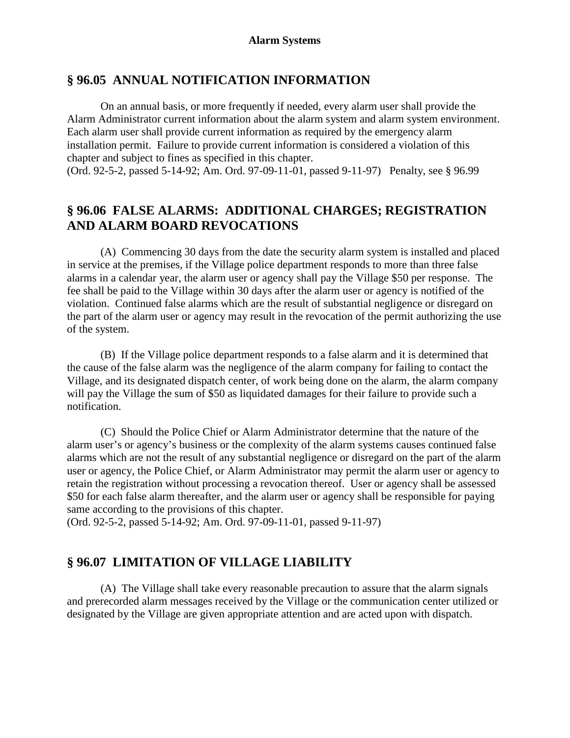## § 96.05 ANNUAL NOTIFICATION INFORMATION

On an annual basis, or more frequently if needed, every alarm user shall provide the Alarm Administrator current information about the alarm system and alarm system environment. Each alarm user shall provide current information as required by the emergency alarm installation permit. Failure to provide current information is considered a violation of this chapter and subject to fines as specified in this chapter.
(Ord. 92-5-2, passed 5-14-92; Am. Ord. 97-09-11-01, passed 9-11-97) Penalty, see § 96.99

## § 96.06 FALSE ALARMS: ADDITIONAL CHARGES; REGISTRATION AND ALARM BOARD REVOCATIONS

(A) Commencing 30 days from the date the security alarm system is installed and placed in service at the premises, if the Village police department responds to more than three false alarms in a calendar year, the alarm user or agency shall pay the Village $50 per response. The fee shall be paid to the Village within 30 days after the alarm user or agency is notified of the violation. Continued false alarms which are the result of substantial negligence or disregard on the part of the alarm user or agency may result in the revocation of the permit authorizing the use of the system.

(B) If the Village police department responds to a false alarm and it is determined that the cause of the false alarm was the negligence of the alarm company for failing to contact the Village, and its designated dispatch center, of work being done on the alarm, the alarm company will pay the Village the sum of $50 as liquidated damages for their failure to provide such a notification.

(C) Should the Police Chief or Alarm Administrator determine that the nature of the alarm user's or agency's business or the complexity of the alarm systems causes continued false alarms which are not the result of any substantial negligence or disregard on the part of the alarm user or agency, the Police Chief, or Alarm Administrator may permit the alarm user or agency to retain the registration without processing a revocation thereof. User or agency shall be assessed $50 for each false alarm thereafter, and the alarm user or agency shall be responsible for paying same according to the provisions of this chapter.
(Ord. 92-5-2, passed 5-14-92; Am. Ord. 97-09-11-01, passed 9-11-97)

## § 96.07 LIMITATION OF VILLAGE LIABILITY

(A) The Village shall take every reasonable precaution to assure that the alarm signals and prerecorded alarm messages received by the Village or the communication center utilized or designated by the Village are given appropriate attention and are acted upon with dispatch.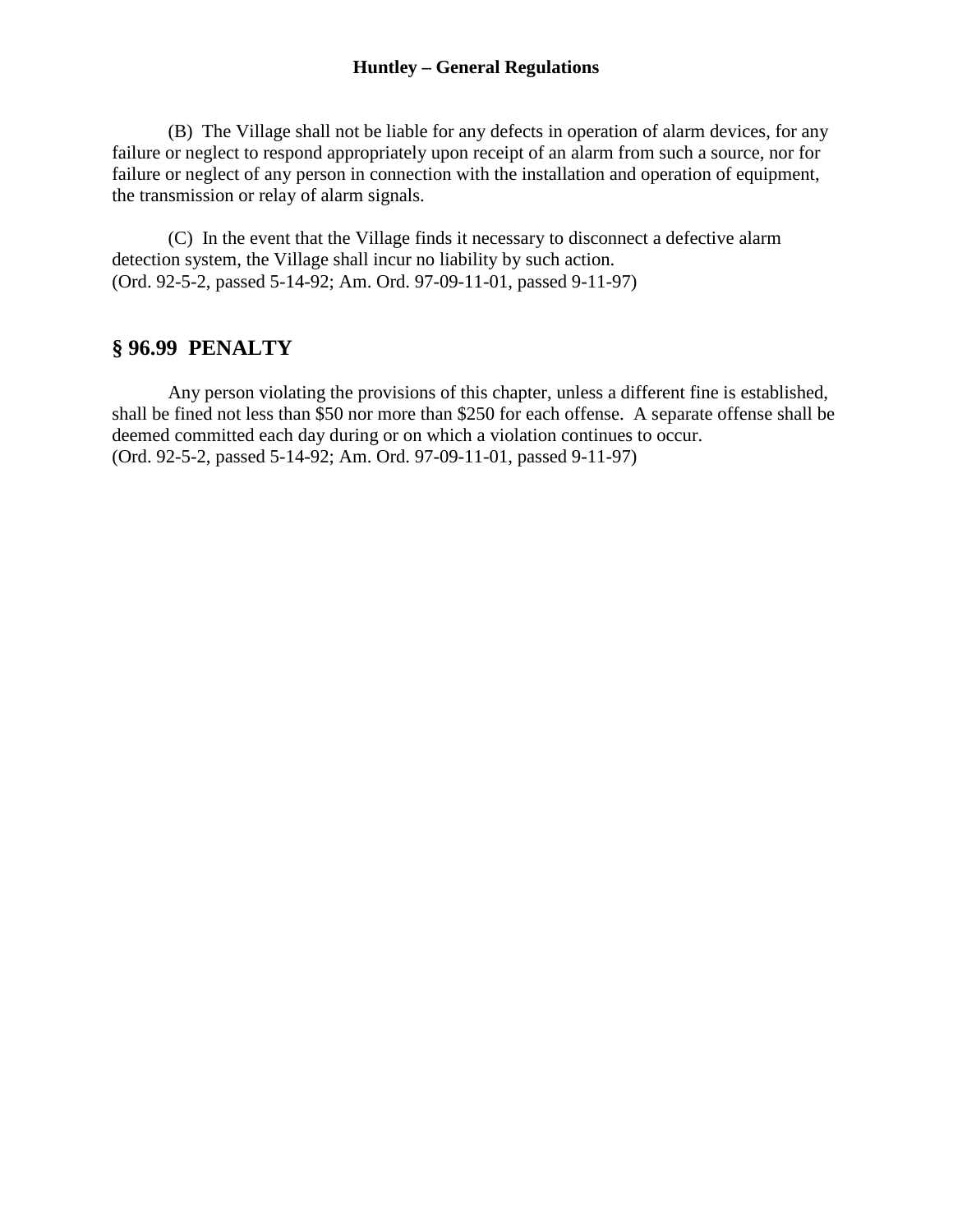(B) The Village shall not be liable for any defects in operation of alarm devices, for any failure or neglect to respond appropriately upon receipt of an alarm from such a source, nor for failure or neglect of any person in connection with the installation and operation of equipment, the transmission or relay of alarm signals.

(C) In the event that the Village finds it necessary to disconnect a defective alarm detection system, the Village shall incur no liability by such action.
(Ord. 92-5-2, passed 5-14-92; Am. Ord. 97-09-11-01, passed 9-11-97)

## § 96.99 PENALTY

Any person violating the provisions of this chapter, unless a different fine is established, shall be fined not less than $50 nor more than $250 for each offense. A separate offense shall be deemed committed each day during or on which a violation continues to occur.
(Ord. 92-5-2, passed 5-14-92; Am. Ord. 97-09-11-01, passed 9-11-97)